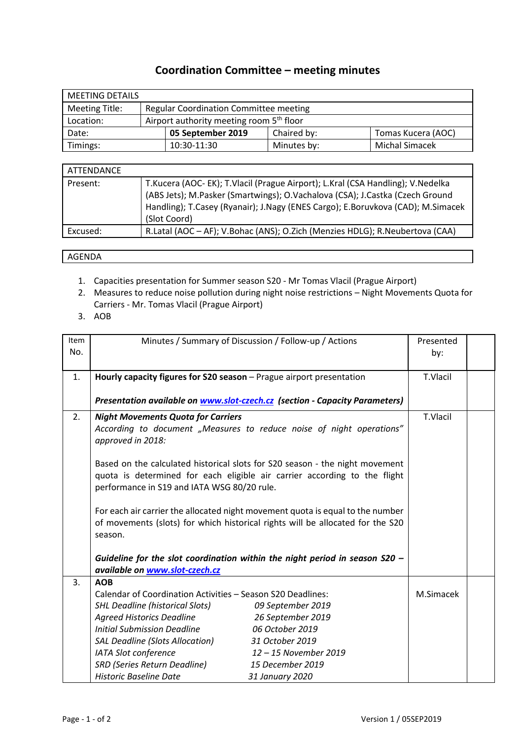# Coordination Committee – meeting minutes

| MEETING DETAILS | | | |
|---|---|---|---|
| Meeting Title: | Regular Coordination Committee meeting | | |
| Location: | Airport authority meeting room 5th floor | | |
| Date: | **05 September 2019** | Chaired by: | Tomas Kucera (AOC) |
| Timings: | 10:30-11:30 | Minutes by: | Michal Simacek |

| ATTENDANCE | |
|---|---|
| Present: | T.Kucera (AOC- EK); T.Vlacil (Prague Airport); L.Kral (CSA Handling); V.Nedelka (ABS Jets); M.Pasker (Smartwings); O.Vachalova (CSA); J.Castka (Czech Ground Handling); T.Casey (Ryanair); J.Nagy (ENES Cargo); E.Boruvkova (CAD); M.Simacek (Slot Coord) |
| Excused: | R.Latal (AOC – AF); V.Bohac (ANS); O.Zich (Menzies HDLG); R.Neubertova (CAA) |

| AGENDA |
|---|

1. Capacities presentation for Summer season S20 - Mr Tomas Vlacil (Prague Airport)
2. Measures to reduce noise pollution during night noise restrictions – Night Movements Quota for Carriers - Mr. Tomas Vlacil (Prague Airport)
3. AOB

| Item No. | Minutes / Summary of Discussion / Follow-up / Actions | Presented by: | |
|---|---|---|---|
| 1. | **Hourly capacity figures for S20 season** – Prague airport presentation<br><br>***Presentation available on www.slot-czech.cz (section - Capacity Parameters)*** | T.Vlacil | |
| 2. | ***Night Movements Quota for Carriers***<br>*According to document „Measures to reduce noise of night operations" approved in 2018:*<br><br>Based on the calculated historical slots for S20 season - the night movement quota is determined for each eligible air carrier according to the flight performance in S19 and IATA WSG 80/20 rule.<br><br>For each air carrier the allocated night movement quota is equal to the number of movements (slots) for which historical rights will be allocated for the S20 season.<br><br>***Guideline for the slot coordination within the night period in season S20 – available on www.slot-czech.cz*** | T.Vlacil | |
| 3. | **AOB**<br>Calendar of Coordination Activities – Season S20 Deadlines:<br>*SHL Deadline (historical Slots)* — *09 September 2019*<br>*Agreed Historics Deadline* — *26 September 2019*<br>*Initial Submission Deadline* — *06 October 2019*<br>*SAL Deadline (Slots Allocation)* — *31 October 2019*<br>*IATA Slot conference* — *12 – 15 November 2019*<br>*SRD (Series Return Deadline)* — *15 December 2019*<br>*Historic Baseline Date* — *31 January 2020* | M.Simacek | |

Version 1 / 05SEP2019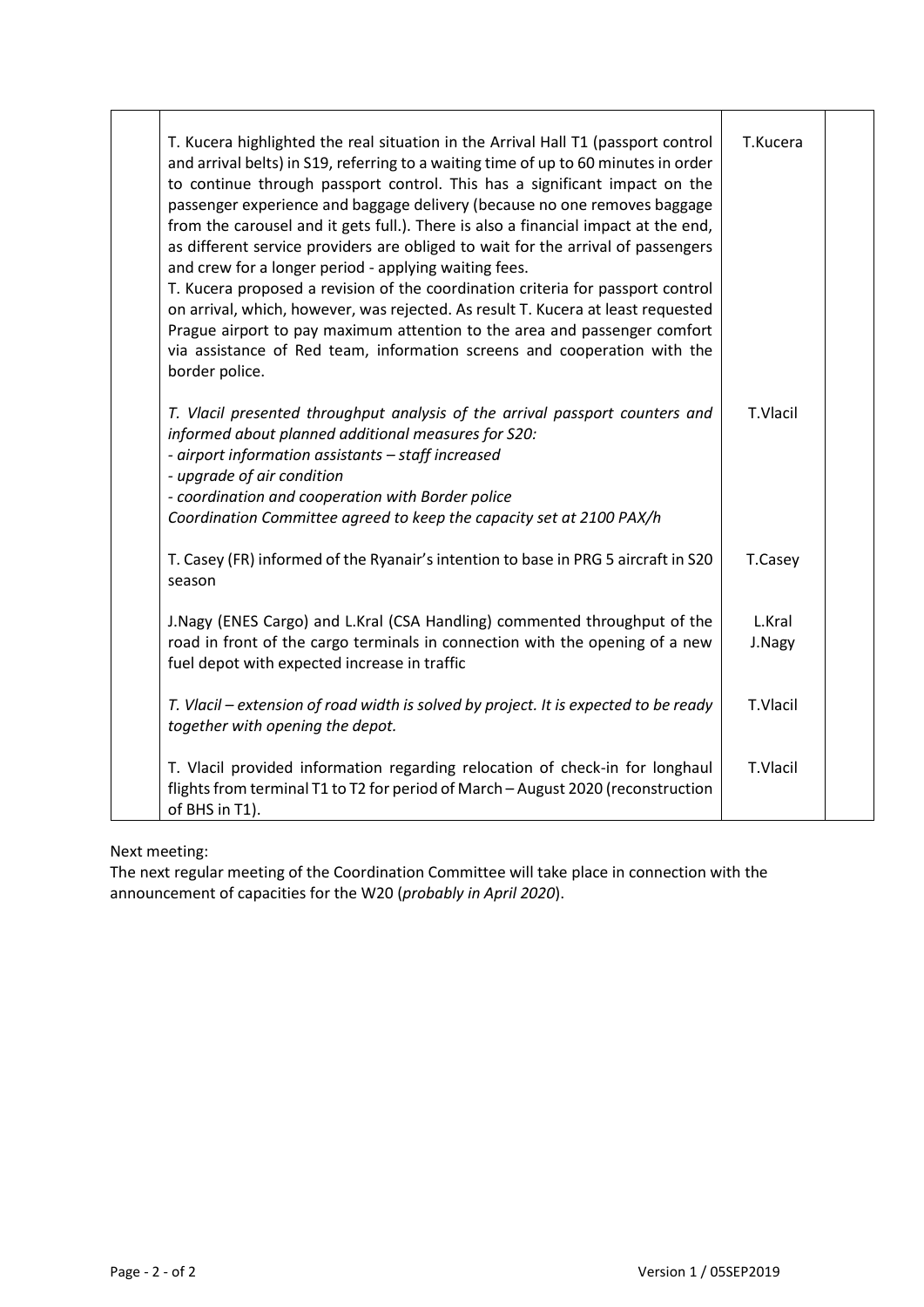| | | | |
|---|---|---|---|
| | T. Kucera highlighted the real situation in the Arrival Hall T1 (passport control and arrival belts) in S19, referring to a waiting time of up to 60 minutes in order to continue through passport control. This has a significant impact on the passenger experience and baggage delivery (because no one removes baggage from the carousel and it gets full.). There is also a financial impact at the end, as different service providers are obliged to wait for the arrival of passengers and crew for a longer period - applying waiting fees.<br>T. Kucera proposed a revision of the coordination criteria for passport control on arrival, which, however, was rejected. As result T. Kucera at least requested Prague airport to pay maximum attention to the area and passenger comfort via assistance of Red team, information screens and cooperation with the border police. | T.Kucera | |
| | *T. Vlacil presented throughput analysis of the arrival passport counters and informed about planned additional measures for S20:*<br>*- airport information assistants – staff increased*<br>*- upgrade of air condition*<br>*- coordination and cooperation with Border police*<br>*Coordination Committee agreed to keep the capacity set at 2100 PAX/h* | T.Vlacil | |
| | T. Casey (FR) informed of the Ryanair's intention to base in PRG 5 aircraft in S20 season | T.Casey | |
| | J.Nagy (ENES Cargo) and L.Kral (CSA Handling) commented throughput of the road in front of the cargo terminals in connection with the opening of a new fuel depot with expected increase in traffic | L.Kral<br>J.Nagy | |
| | *T. Vlacil – extension of road width is solved by project. It is expected to be ready together with opening the depot.* | T.Vlacil | |
| | T. Vlacil provided information regarding relocation of check-in for longhaul flights from terminal T1 to T2 for period of March – August 2020 (reconstruction of BHS in T1). | T.Vlacil | |

Next meeting:
The next regular meeting of the Coordination Committee will take place in connection with the announcement of capacities for the W20 (*probably in April 2020*).